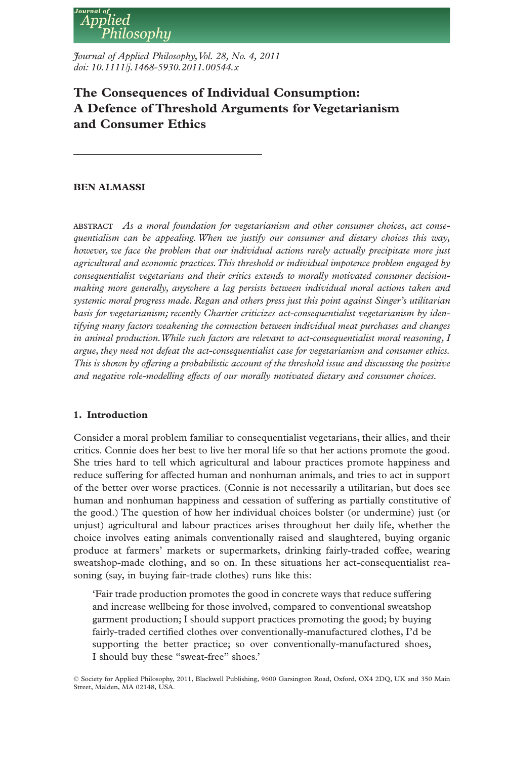*Journal of Applied Philosophy, Vol. 28, No. 4, 2011*
*doi: 10.1111/j.1468-5930.2011.00544.x*

# The Consequences of Individual Consumption: A Defence of Threshold Arguments for Vegetarianism and Consumer Ethics

**BEN ALMASSI**

ABSTRACT *As a moral foundation for vegetarianism and other consumer choices, act consequentialism can be appealing. When we justify our consumer and dietary choices this way, however, we face the problem that our individual actions rarely actually precipitate more just agricultural and economic practices. This threshold or individual impotence problem engaged by consequentialist vegetarians and their critics extends to morally motivated consumer decision-making more generally, anywhere a lag persists between individual moral actions taken and systemic moral progress made. Regan and others press just this point against Singer's utilitarian basis for vegetarianism; recently Chartier criticizes act-consequentialist vegetarianism by identifying many factors weakening the connection between individual meat purchases and changes in animal production. While such factors are relevant to act-consequentialist moral reasoning, I argue, they need not defeat the act-consequentialist case for vegetarianism and consumer ethics. This is shown by offering a probabilistic account of the threshold issue and discussing the positive and negative role-modelling effects of our morally motivated dietary and consumer choices.*

## 1. Introduction

Consider a moral problem familiar to consequentialist vegetarians, their allies, and their critics. Connie does her best to live her moral life so that her actions promote the good. She tries hard to tell which agricultural and labour practices promote happiness and reduce suffering for affected human and nonhuman animals, and tries to act in support of the better over worse practices. (Connie is not necessarily a utilitarian, but does see human and nonhuman happiness and cessation of suffering as partially constitutive of the good.) The question of how her individual choices bolster (or undermine) just (or unjust) agricultural and labour practices arises throughout her daily life, whether the choice involves eating animals conventionally raised and slaughtered, buying organic produce at farmers' markets or supermarkets, drinking fairly-traded coffee, wearing sweatshop-made clothing, and so on. In these situations her act-consequentialist reasoning (say, in buying fair-trade clothes) runs like this:

> 'Fair trade production promotes the good in concrete ways that reduce suffering and increase wellbeing for those involved, compared to conventional sweatshop garment production; I should support practices promoting the good; by buying fairly-traded certified clothes over conventionally-manufactured clothes, I'd be supporting the better practice; so over conventionally-manufactured shoes, I should buy these "sweat-free" shoes.'

© Society for Applied Philosophy, 2011, Blackwell Publishing, 9600 Garsington Road, Oxford, OX4 2DQ, UK and 350 Main Street, Malden, MA 02148, USA.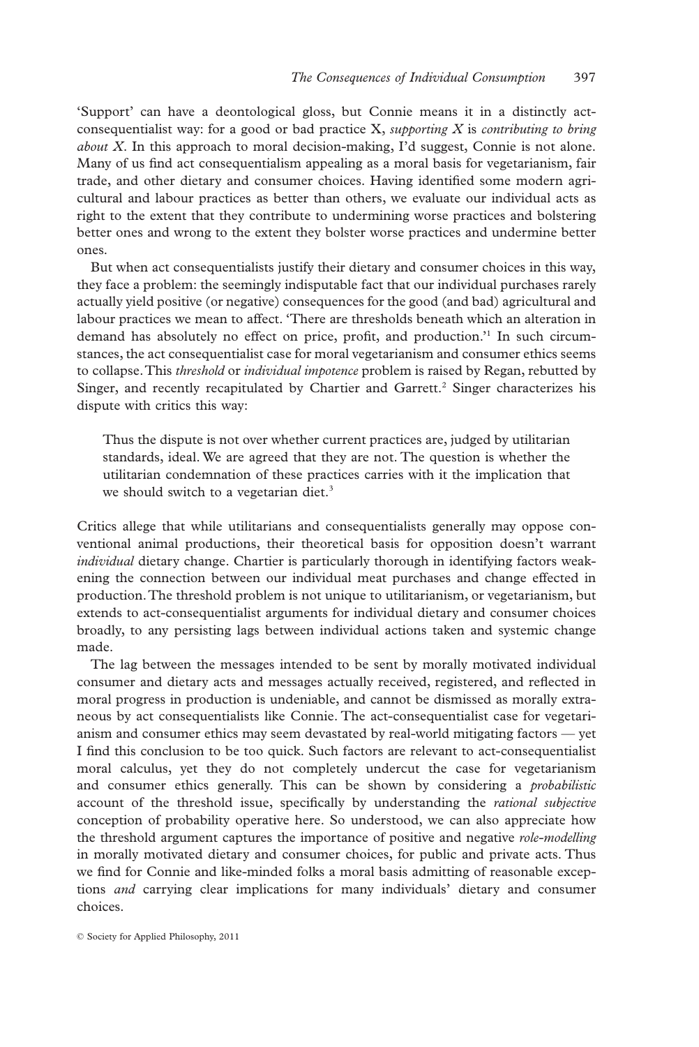'Support' can have a deontological gloss, but Connie means it in a distinctly act-consequentialist way: for a good or bad practice X, *supporting X* is *contributing to bring about X*. In this approach to moral decision-making, I'd suggest, Connie is not alone. Many of us find act consequentialism appealing as a moral basis for vegetarianism, fair trade, and other dietary and consumer choices. Having identified some modern agricultural and labour practices as better than others, we evaluate our individual acts as right to the extent that they contribute to undermining worse practices and bolstering better ones and wrong to the extent they bolster worse practices and undermine better ones.

But when act consequentialists justify their dietary and consumer choices in this way, they face a problem: the seemingly indisputable fact that our individual purchases rarely actually yield positive (or negative) consequences for the good (and bad) agricultural and labour practices we mean to affect. 'There are thresholds beneath which an alteration in demand has absolutely no effect on price, profit, and production.'[1] In such circumstances, the act consequentialist case for moral vegetarianism and consumer ethics seems to collapse. This *threshold* or *individual impotence* problem is raised by Regan, rebutted by Singer, and recently recapitulated by Chartier and Garrett.[2] Singer characterizes his dispute with critics this way:

> Thus the dispute is not over whether current practices are, judged by utilitarian standards, ideal. We are agreed that they are not. The question is whether the utilitarian condemnation of these practices carries with it the implication that we should switch to a vegetarian diet.[3]

Critics allege that while utilitarians and consequentialists generally may oppose conventional animal productions, their theoretical basis for opposition doesn't warrant *individual* dietary change. Chartier is particularly thorough in identifying factors weakening the connection between our individual meat purchases and change effected in production. The threshold problem is not unique to utilitarianism, or vegetarianism, but extends to act-consequentialist arguments for individual dietary and consumer choices broadly, to any persisting lags between individual actions taken and systemic change made.

The lag between the messages intended to be sent by morally motivated individual consumer and dietary acts and messages actually received, registered, and reflected in moral progress in production is undeniable, and cannot be dismissed as morally extraneous by act consequentialists like Connie. The act-consequentialist case for vegetarianism and consumer ethics may seem devastated by real-world mitigating factors — yet I find this conclusion to be too quick. Such factors are relevant to act-consequentialist moral calculus, yet they do not completely undercut the case for vegetarianism and consumer ethics generally. This can be shown by considering a *probabilistic* account of the threshold issue, specifically by understanding the *rational subjective* conception of probability operative here. So understood, we can also appreciate how the threshold argument captures the importance of positive and negative *role-modelling* in morally motivated dietary and consumer choices, for public and private acts. Thus we find for Connie and like-minded folks a moral basis admitting of reasonable exceptions *and* carrying clear implications for many individuals' dietary and consumer choices.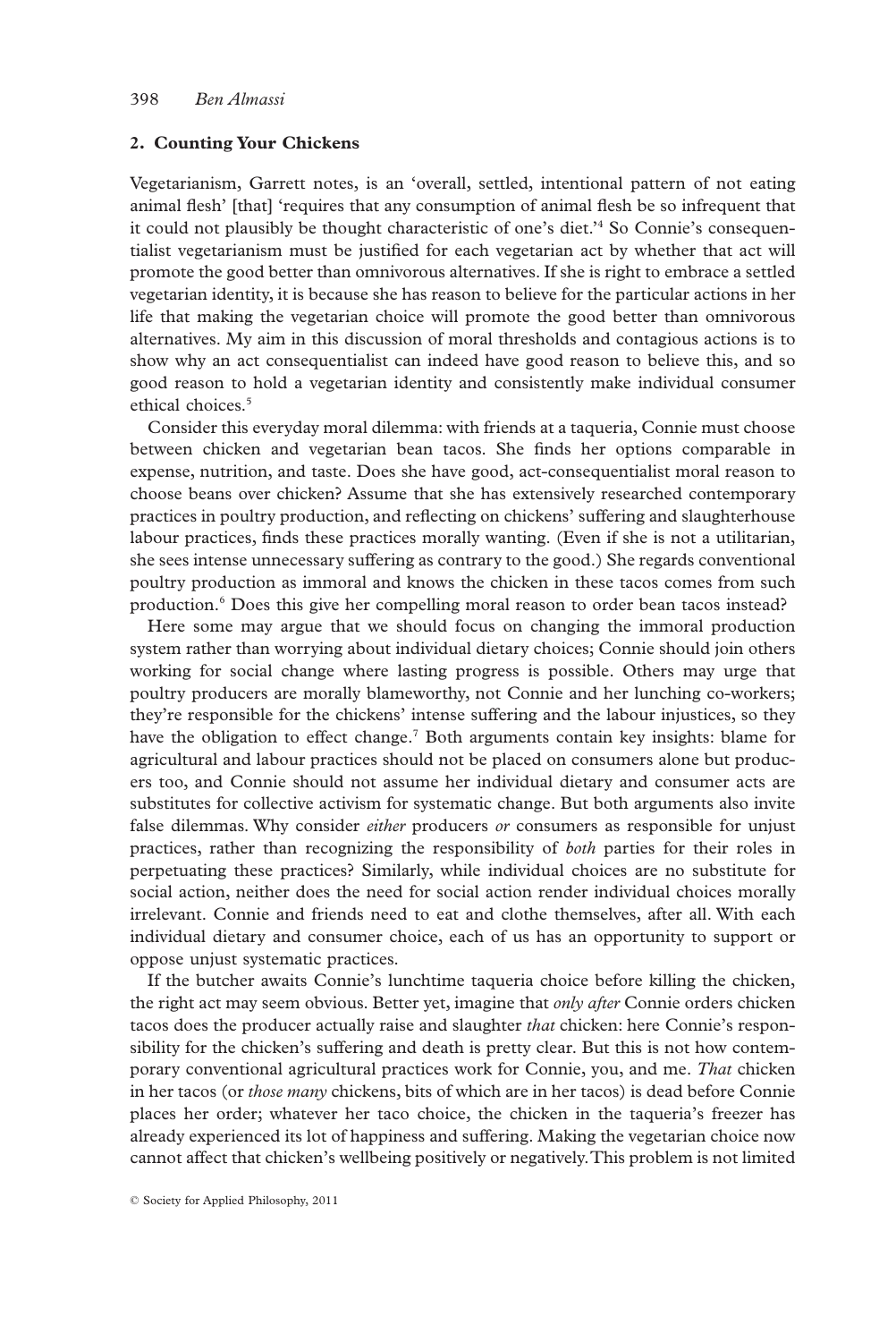## 2. Counting Your Chickens

Vegetarianism, Garrett notes, is an 'overall, settled, intentional pattern of not eating animal flesh' [that] 'requires that any consumption of animal flesh be so infrequent that it could not plausibly be thought characteristic of one's diet.'[4] So Connie's consequentialist vegetarianism must be justified for each vegetarian act by whether that act will promote the good better than omnivorous alternatives. If she is right to embrace a settled vegetarian identity, it is because she has reason to believe for the particular actions in her life that making the vegetarian choice will promote the good better than omnivorous alternatives. My aim in this discussion of moral thresholds and contagious actions is to show why an act consequentialist can indeed have good reason to believe this, and so good reason to hold a vegetarian identity and consistently make individual consumer ethical choices.[5]

Consider this everyday moral dilemma: with friends at a taqueria, Connie must choose between chicken and vegetarian bean tacos. She finds her options comparable in expense, nutrition, and taste. Does she have good, act-consequentialist moral reason to choose beans over chicken? Assume that she has extensively researched contemporary practices in poultry production, and reflecting on chickens' suffering and slaughterhouse labour practices, finds these practices morally wanting. (Even if she is not a utilitarian, she sees intense unnecessary suffering as contrary to the good.) She regards conventional poultry production as immoral and knows the chicken in these tacos comes from such production.[6] Does this give her compelling moral reason to order bean tacos instead?

Here some may argue that we should focus on changing the immoral production system rather than worrying about individual dietary choices; Connie should join others working for social change where lasting progress is possible. Others may urge that poultry producers are morally blameworthy, not Connie and her lunching co-workers; they're responsible for the chickens' intense suffering and the labour injustices, so they have the obligation to effect change.[7] Both arguments contain key insights: blame for agricultural and labour practices should not be placed on consumers alone but producers too, and Connie should not assume her individual dietary and consumer acts are substitutes for collective activism for systematic change. But both arguments also invite false dilemmas. Why consider *either* producers *or* consumers as responsible for unjust practices, rather than recognizing the responsibility of *both* parties for their roles in perpetuating these practices? Similarly, while individual choices are no substitute for social action, neither does the need for social action render individual choices morally irrelevant. Connie and friends need to eat and clothe themselves, after all. With each individual dietary and consumer choice, each of us has an opportunity to support or oppose unjust systematic practices.

If the butcher awaits Connie's lunchtime taqueria choice before killing the chicken, the right act may seem obvious. Better yet, imagine that *only after* Connie orders chicken tacos does the producer actually raise and slaughter *that* chicken: here Connie's responsibility for the chicken's suffering and death is pretty clear. But this is not how contemporary conventional agricultural practices work for Connie, you, and me. *That* chicken in her tacos (or *those many* chickens, bits of which are in her tacos) is dead before Connie places her order; whatever her taco choice, the chicken in the taqueria's freezer has already experienced its lot of happiness and suffering. Making the vegetarian choice now cannot affect that chicken's wellbeing positively or negatively. This problem is not limited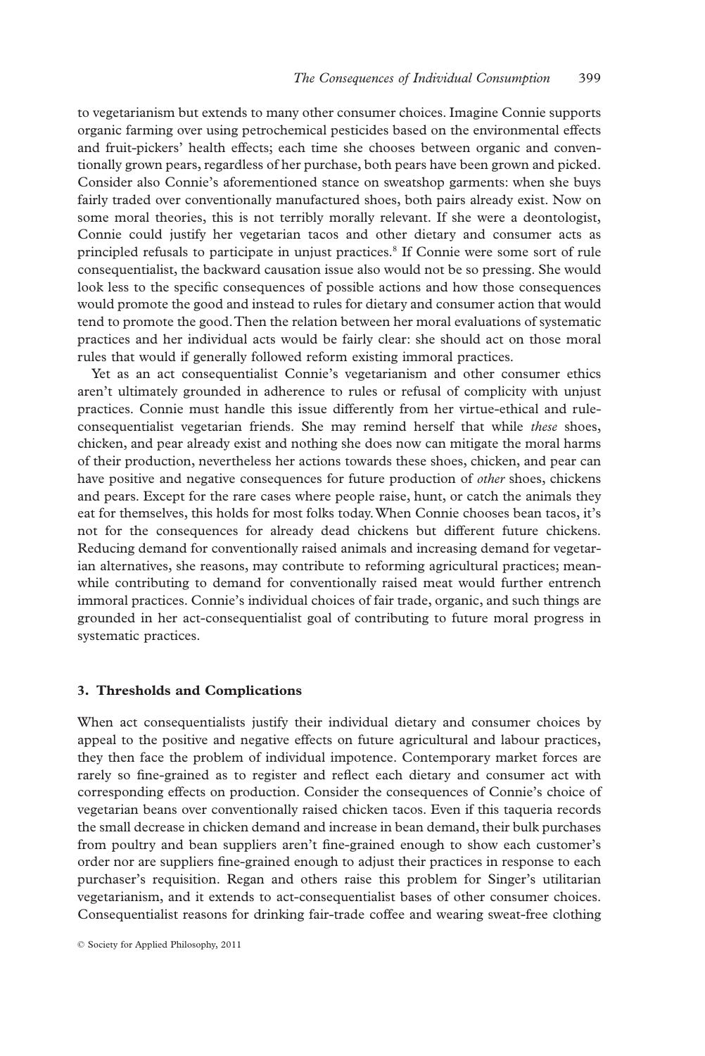to vegetarianism but extends to many other consumer choices. Imagine Connie supports organic farming over using petrochemical pesticides based on the environmental effects and fruit-pickers' health effects; each time she chooses between organic and conventionally grown pears, regardless of her purchase, both pears have been grown and picked. Consider also Connie's aforementioned stance on sweatshop garments: when she buys fairly traded over conventionally manufactured shoes, both pairs already exist. Now on some moral theories, this is not terribly morally relevant. If she were a deontologist, Connie could justify her vegetarian tacos and other dietary and consumer acts as principled refusals to participate in unjust practices.[8] If Connie were some sort of rule consequentialist, the backward causation issue also would not be so pressing. She would look less to the specific consequences of possible actions and how those consequences would promote the good and instead to rules for dietary and consumer action that would tend to promote the good. Then the relation between her moral evaluations of systematic practices and her individual acts would be fairly clear: she should act on those moral rules that would if generally followed reform existing immoral practices.

Yet as an act consequentialist Connie's vegetarianism and other consumer ethics aren't ultimately grounded in adherence to rules or refusal of complicity with unjust practices. Connie must handle this issue differently from her virtue-ethical and rule-consequentialist vegetarian friends. She may remind herself that while *these* shoes, chicken, and pear already exist and nothing she does now can mitigate the moral harms of their production, nevertheless her actions towards these shoes, chicken, and pear can have positive and negative consequences for future production of *other* shoes, chickens and pears. Except for the rare cases where people raise, hunt, or catch the animals they eat for themselves, this holds for most folks today. When Connie chooses bean tacos, it's not for the consequences for already dead chickens but different future chickens. Reducing demand for conventionally raised animals and increasing demand for vegetarian alternatives, she reasons, may contribute to reforming agricultural practices; meanwhile contributing to demand for conventionally raised meat would further entrench immoral practices. Connie's individual choices of fair trade, organic, and such things are grounded in her act-consequentialist goal of contributing to future moral progress in systematic practices.

### 3. Thresholds and Complications

When act consequentialists justify their individual dietary and consumer choices by appeal to the positive and negative effects on future agricultural and labour practices, they then face the problem of individual impotence. Contemporary market forces are rarely so fine-grained as to register and reflect each dietary and consumer act with corresponding effects on production. Consider the consequences of Connie's choice of vegetarian beans over conventionally raised chicken tacos. Even if this taqueria records the small decrease in chicken demand and increase in bean demand, their bulk purchases from poultry and bean suppliers aren't fine-grained enough to show each customer's order nor are suppliers fine-grained enough to adjust their practices in response to each purchaser's requisition. Regan and others raise this problem for Singer's utilitarian vegetarianism, and it extends to act-consequentialist bases of other consumer choices. Consequentialist reasons for drinking fair-trade coffee and wearing sweat-free clothing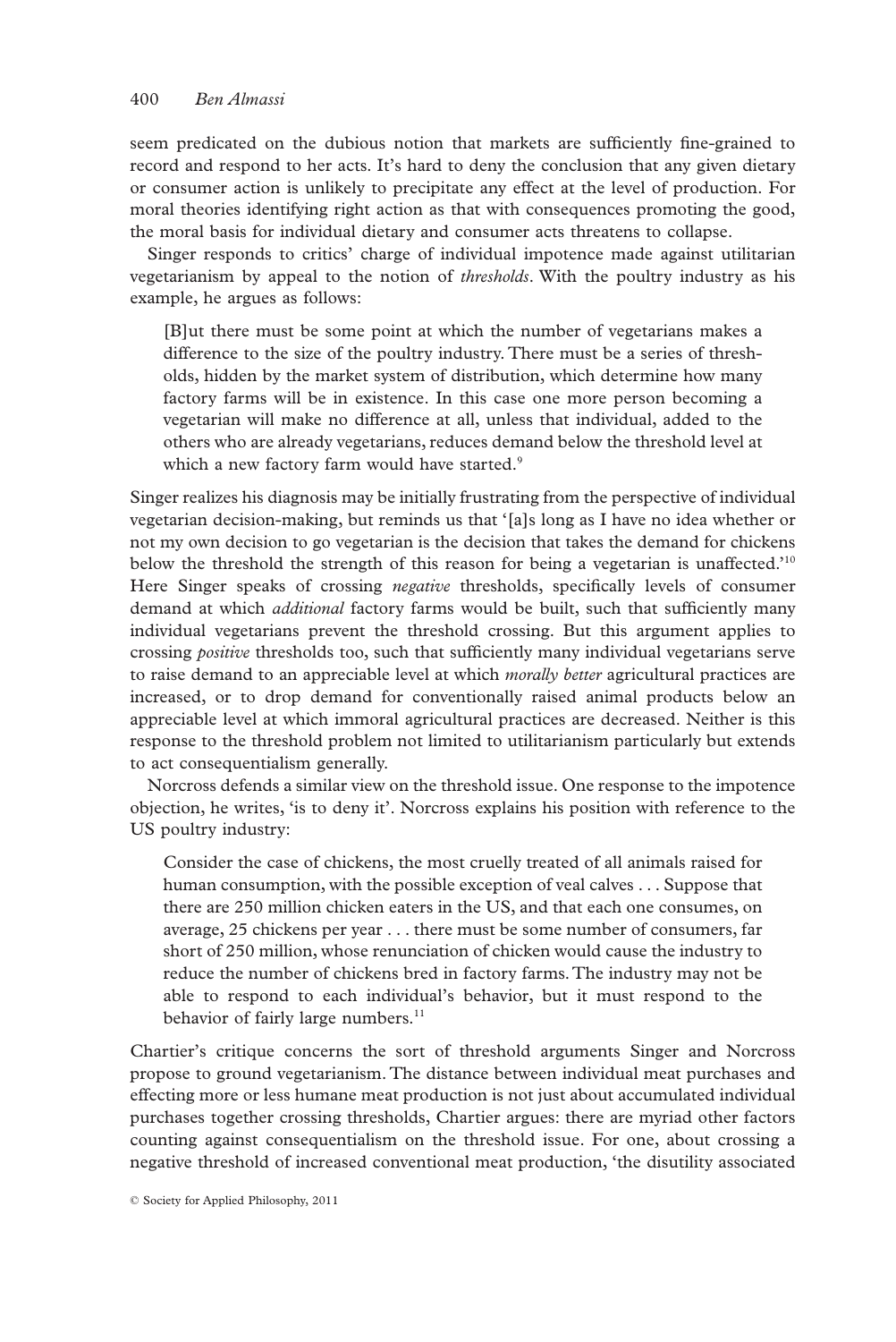seem predicated on the dubious notion that markets are sufficiently fine-grained to record and respond to her acts. It's hard to deny the conclusion that any given dietary or consumer action is unlikely to precipitate any effect at the level of production. For moral theories identifying right action as that with consequences promoting the good, the moral basis for individual dietary and consumer acts threatens to collapse.

Singer responds to critics' charge of individual impotence made against utilitarian vegetarianism by appeal to the notion of *thresholds*. With the poultry industry as his example, he argues as follows:

> [B]ut there must be some point at which the number of vegetarians makes a difference to the size of the poultry industry. There must be a series of thresholds, hidden by the market system of distribution, which determine how many factory farms will be in existence. In this case one more person becoming a vegetarian will make no difference at all, unless that individual, added to the others who are already vegetarians, reduces demand below the threshold level at which a new factory farm would have started.[9]

Singer realizes his diagnosis may be initially frustrating from the perspective of individual vegetarian decision-making, but reminds us that '[a]s long as I have no idea whether or not my own decision to go vegetarian is the decision that takes the demand for chickens below the threshold the strength of this reason for being a vegetarian is unaffected.'[10] Here Singer speaks of crossing *negative* thresholds, specifically levels of consumer demand at which *additional* factory farms would be built, such that sufficiently many individual vegetarians prevent the threshold crossing. But this argument applies to crossing *positive* thresholds too, such that sufficiently many individual vegetarians serve to raise demand to an appreciable level at which *morally better* agricultural practices are increased, or to drop demand for conventionally raised animal products below an appreciable level at which immoral agricultural practices are decreased. Neither is this response to the threshold problem not limited to utilitarianism particularly but extends to act consequentialism generally.

Norcross defends a similar view on the threshold issue. One response to the impotence objection, he writes, 'is to deny it'. Norcross explains his position with reference to the US poultry industry:

> Consider the case of chickens, the most cruelly treated of all animals raised for human consumption, with the possible exception of veal calves . . . Suppose that there are 250 million chicken eaters in the US, and that each one consumes, on average, 25 chickens per year . . . there must be some number of consumers, far short of 250 million, whose renunciation of chicken would cause the industry to reduce the number of chickens bred in factory farms. The industry may not be able to respond to each individual's behavior, but it must respond to the behavior of fairly large numbers.[11]

Chartier's critique concerns the sort of threshold arguments Singer and Norcross propose to ground vegetarianism. The distance between individual meat purchases and effecting more or less humane meat production is not just about accumulated individual purchases together crossing thresholds, Chartier argues: there are myriad other factors counting against consequentialism on the threshold issue. For one, about crossing a negative threshold of increased conventional meat production, 'the disutility associated

© Society for Applied Philosophy, 2011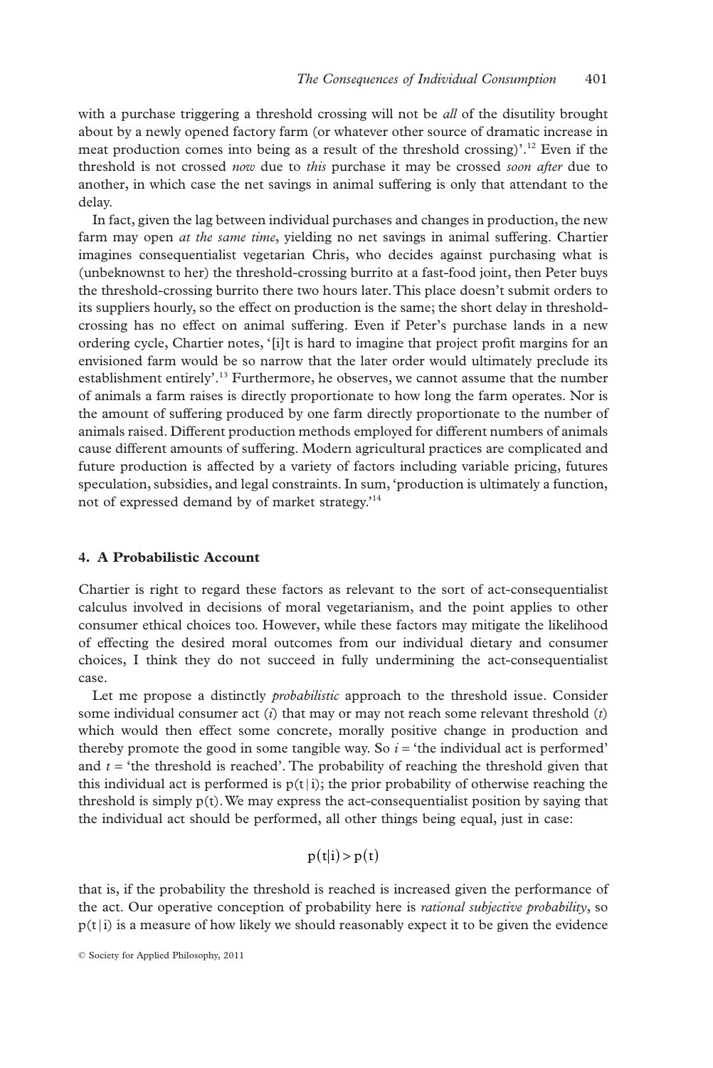with a purchase triggering a threshold crossing will not be *all* of the disutility brought about by a newly opened factory farm (or whatever other source of dramatic increase in meat production comes into being as a result of the threshold crossing)'.[12] Even if the threshold is not crossed *now* due to *this* purchase it may be crossed *soon after* due to another, in which case the net savings in animal suffering is only that attendant to the delay.

In fact, given the lag between individual purchases and changes in production, the new farm may open *at the same time*, yielding no net savings in animal suffering. Chartier imagines consequentialist vegetarian Chris, who decides against purchasing what is (unbeknownst to her) the threshold-crossing burrito at a fast-food joint, then Peter buys the threshold-crossing burrito there two hours later. This place doesn't submit orders to its suppliers hourly, so the effect on production is the same; the short delay in threshold-crossing has no effect on animal suffering. Even if Peter's purchase lands in a new ordering cycle, Chartier notes, '[i]t is hard to imagine that project profit margins for an envisioned farm would be so narrow that the later order would ultimately preclude its establishment entirely'.[13] Furthermore, he observes, we cannot assume that the number of animals a farm raises is directly proportionate to how long the farm operates. Nor is the amount of suffering produced by one farm directly proportionate to the number of animals raised. Different production methods employed for different numbers of animals cause different amounts of suffering. Modern agricultural practices are complicated and future production is affected by a variety of factors including variable pricing, futures speculation, subsidies, and legal constraints. In sum, 'production is ultimately a function, not of expressed demand by of market strategy.'[14]

## 4. A Probabilistic Account

Chartier is right to regard these factors as relevant to the sort of act-consequentialist calculus involved in decisions of moral vegetarianism, and the point applies to other consumer ethical choices too. However, while these factors may mitigate the likelihood of effecting the desired moral outcomes from our individual dietary and consumer choices, I think they do not succeed in fully undermining the act-consequentialist case.

Let me propose a distinctly *probabilistic* approach to the threshold issue. Consider some individual consumer act ($i$) that may or may not reach some relevant threshold ($t$) which would then effect some concrete, morally positive change in production and thereby promote the good in some tangible way. So $i$ = 'the individual act is performed' and $t$ = 'the threshold is reached'. The probability of reaching the threshold given that this individual act is performed is $p(t|i)$; the prior probability of otherwise reaching the threshold is simply $p(t)$. We may express the act-consequentialist position by saying that the individual act should be performed, all other things being equal, just in case:

$$p(t|i) > p(t)$$

that is, if the probability the threshold is reached is increased given the performance of the act. Our operative conception of probability here is *rational subjective probability*, so $p(t|i)$ is a measure of how likely we should reasonably expect it to be given the evidence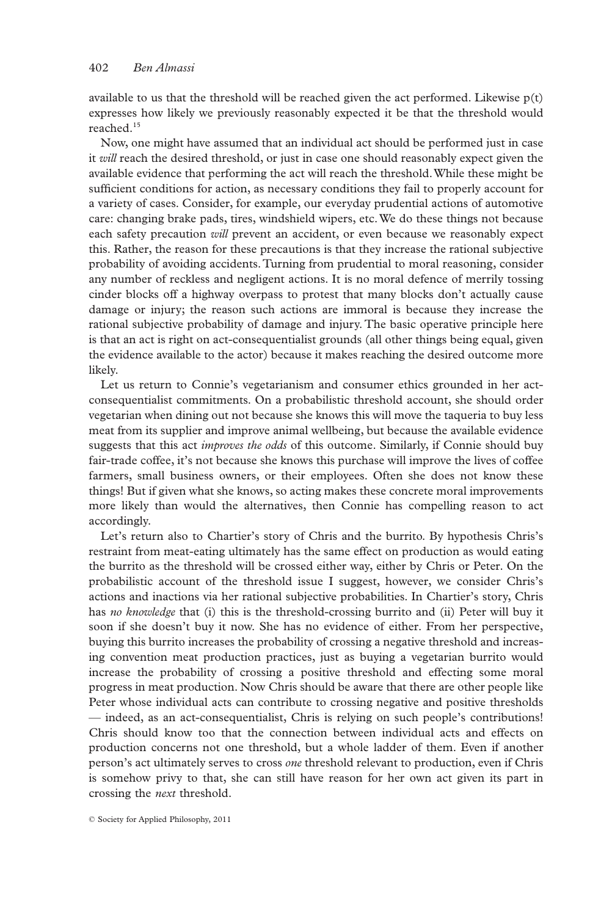available to us that the threshold will be reached given the act performed. Likewise $p(t)$ expresses how likely we previously reasonably expected it be that the threshold would reached.[15]

Now, one might have assumed that an individual act should be performed just in case it *will* reach the desired threshold, or just in case one should reasonably expect given the available evidence that performing the act will reach the threshold. While these might be sufficient conditions for action, as necessary conditions they fail to properly account for a variety of cases. Consider, for example, our everyday prudential actions of automotive care: changing brake pads, tires, windshield wipers, etc. We do these things not because each safety precaution *will* prevent an accident, or even because we reasonably expect this. Rather, the reason for these precautions is that they increase the rational subjective probability of avoiding accidents. Turning from prudential to moral reasoning, consider any number of reckless and negligent actions. It is no moral defence of merrily tossing cinder blocks off a highway overpass to protest that many blocks don't actually cause damage or injury; the reason such actions are immoral is because they increase the rational subjective probability of damage and injury. The basic operative principle here is that an act is right on act-consequentialist grounds (all other things being equal, given the evidence available to the actor) because it makes reaching the desired outcome more likely.

Let us return to Connie's vegetarianism and consumer ethics grounded in her act-consequentialist commitments. On a probabilistic threshold account, she should order vegetarian when dining out not because she knows this will move the taqueria to buy less meat from its supplier and improve animal wellbeing, but because the available evidence suggests that this act *improves the odds* of this outcome. Similarly, if Connie should buy fair-trade coffee, it's not because she knows this purchase will improve the lives of coffee farmers, small business owners, or their employees. Often she does not know these things! But if given what she knows, so acting makes these concrete moral improvements more likely than would the alternatives, then Connie has compelling reason to act accordingly.

Let's return also to Chartier's story of Chris and the burrito. By hypothesis Chris's restraint from meat-eating ultimately has the same effect on production as would eating the burrito as the threshold will be crossed either way, either by Chris or Peter. On the probabilistic account of the threshold issue I suggest, however, we consider Chris's actions and inactions via her rational subjective probabilities. In Chartier's story, Chris has *no knowledge* that (i) this is the threshold-crossing burrito and (ii) Peter will buy it soon if she doesn't buy it now. She has no evidence of either. From her perspective, buying this burrito increases the probability of crossing a negative threshold and increasing convention meat production practices, just as buying a vegetarian burrito would increase the probability of crossing a positive threshold and effecting some moral progress in meat production. Now Chris should be aware that there are other people like Peter whose individual acts can contribute to crossing negative and positive thresholds — indeed, as an act-consequentialist, Chris is relying on such people's contributions! Chris should know too that the connection between individual acts and effects on production concerns not one threshold, but a whole ladder of them. Even if another person's act ultimately serves to cross *one* threshold relevant to production, even if Chris is somehow privy to that, she can still have reason for her own act given its part in crossing the *next* threshold.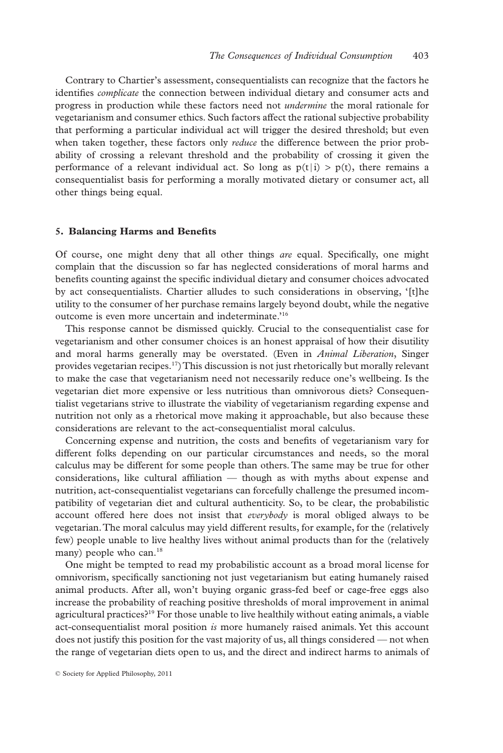Contrary to Chartier's assessment, consequentialists can recognize that the factors he identifies *complicate* the connection between individual dietary and consumer acts and progress in production while these factors need not *undermine* the moral rationale for vegetarianism and consumer ethics. Such factors affect the rational subjective probability that performing a particular individual act will trigger the desired threshold; but even when taken together, these factors only *reduce* the difference between the prior probability of crossing a relevant threshold and the probability of crossing it given the performance of a relevant individual act. So long as $p(t|i) > p(t)$, there remains a consequentialist basis for performing a morally motivated dietary or consumer act, all other things being equal.

## 5. Balancing Harms and Benefits

Of course, one might deny that all other things *are* equal. Specifically, one might complain that the discussion so far has neglected considerations of moral harms and benefits counting against the specific individual dietary and consumer choices advocated by act consequentialists. Chartier alludes to such considerations in observing, '[t]he utility to the consumer of her purchase remains largely beyond doubt, while the negative outcome is even more uncertain and indeterminate.'[16]

This response cannot be dismissed quickly. Crucial to the consequentialist case for vegetarianism and other consumer choices is an honest appraisal of how their disutility and moral harms generally may be overstated. (Even in *Animal Liberation*, Singer provides vegetarian recipes.[17]) This discussion is not just rhetorically but morally relevant to make the case that vegetarianism need not necessarily reduce one's wellbeing. Is the vegetarian diet more expensive or less nutritious than omnivorous diets? Consequentialist vegetarians strive to illustrate the viability of vegetarianism regarding expense and nutrition not only as a rhetorical move making it approachable, but also because these considerations are relevant to the act-consequentialist moral calculus.

Concerning expense and nutrition, the costs and benefits of vegetarianism vary for different folks depending on our particular circumstances and needs, so the moral calculus may be different for some people than others. The same may be true for other considerations, like cultural affiliation — though as with myths about expense and nutrition, act-consequentialist vegetarians can forcefully challenge the presumed incompatibility of vegetarian diet and cultural authenticity. So, to be clear, the probabilistic account offered here does not insist that *everybody* is moral obliged always to be vegetarian. The moral calculus may yield different results, for example, for the (relatively few) people unable to live healthy lives without animal products than for the (relatively many) people who can.[18]

One might be tempted to read my probabilistic account as a broad moral license for omnivorism, specifically sanctioning not just vegetarianism but eating humanely raised animal products. After all, won't buying organic grass-fed beef or cage-free eggs also increase the probability of reaching positive thresholds of moral improvement in animal agricultural practices?[19] For those unable to live healthily without eating animals, a viable act-consequentialist moral position *is* more humanely raised animals. Yet this account does not justify this position for the vast majority of us, all things considered — not when the range of vegetarian diets open to us, and the direct and indirect harms to animals of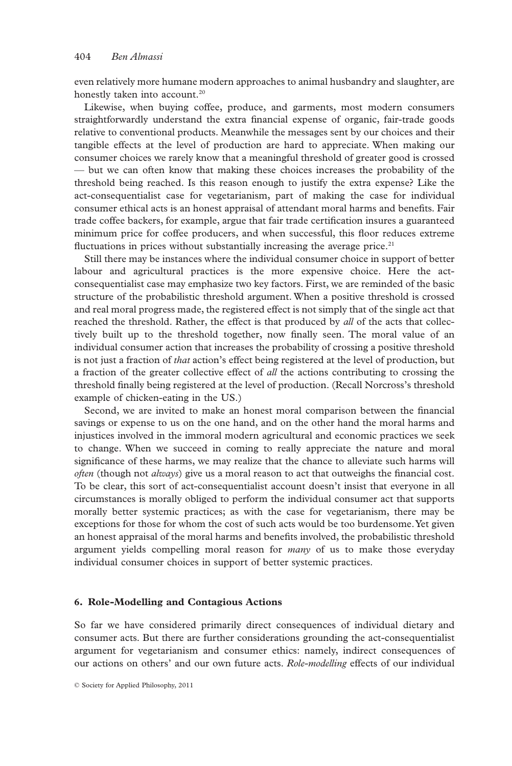even relatively more humane modern approaches to animal husbandry and slaughter, are honestly taken into account.[20]

Likewise, when buying coffee, produce, and garments, most modern consumers straightforwardly understand the extra financial expense of organic, fair-trade goods relative to conventional products. Meanwhile the messages sent by our choices and their tangible effects at the level of production are hard to appreciate. When making our consumer choices we rarely know that a meaningful threshold of greater good is crossed — but we can often know that making these choices increases the probability of the threshold being reached. Is this reason enough to justify the extra expense? Like the act-consequentialist case for vegetarianism, part of making the case for individual consumer ethical acts is an honest appraisal of attendant moral harms and benefits. Fair trade coffee backers, for example, argue that fair trade certification insures a guaranteed minimum price for coffee producers, and when successful, this floor reduces extreme fluctuations in prices without substantially increasing the average price.[21]

Still there may be instances where the individual consumer choice in support of better labour and agricultural practices is the more expensive choice. Here the act-consequentialist case may emphasize two key factors. First, we are reminded of the basic structure of the probabilistic threshold argument. When a positive threshold is crossed and real moral progress made, the registered effect is not simply that of the single act that reached the threshold. Rather, the effect is that produced by *all* of the acts that collectively built up to the threshold together, now finally seen. The moral value of an individual consumer action that increases the probability of crossing a positive threshold is not just a fraction of *that* action's effect being registered at the level of production, but a fraction of the greater collective effect of *all* the actions contributing to crossing the threshold finally being registered at the level of production. (Recall Norcross's threshold example of chicken-eating in the US.)

Second, we are invited to make an honest moral comparison between the financial savings or expense to us on the one hand, and on the other hand the moral harms and injustices involved in the immoral modern agricultural and economic practices we seek to change. When we succeed in coming to really appreciate the nature and moral significance of these harms, we may realize that the chance to alleviate such harms will *often* (though not *always*) give us a moral reason to act that outweighs the financial cost. To be clear, this sort of act-consequentialist account doesn't insist that everyone in all circumstances is morally obliged to perform the individual consumer act that supports morally better systemic practices; as with the case for vegetarianism, there may be exceptions for those for whom the cost of such acts would be too burdensome. Yet given an honest appraisal of the moral harms and benefits involved, the probabilistic threshold argument yields compelling moral reason for *many* of us to make those everyday individual consumer choices in support of better systemic practices.

## 6. Role-Modelling and Contagious Actions

So far we have considered primarily direct consequences of individual dietary and consumer acts. But there are further considerations grounding the act-consequentialist argument for vegetarianism and consumer ethics: namely, indirect consequences of our actions on others' and our own future acts. *Role-modelling* effects of our individual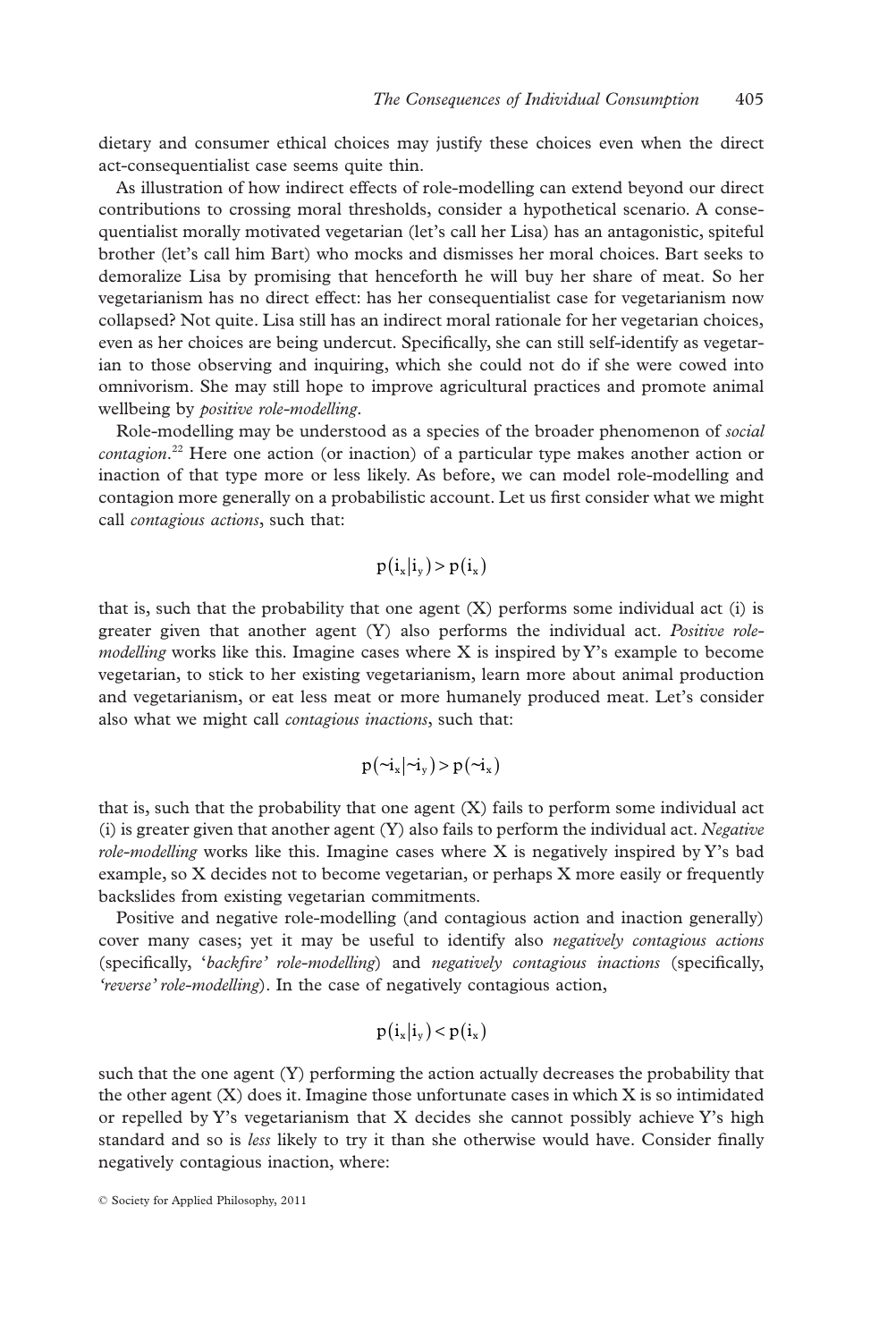dietary and consumer ethical choices may justify these choices even when the direct act-consequentialist case seems quite thin.

As illustration of how indirect effects of role-modelling can extend beyond our direct contributions to crossing moral thresholds, consider a hypothetical scenario. A consequentialist morally motivated vegetarian (let's call her Lisa) has an antagonistic, spiteful brother (let's call him Bart) who mocks and dismisses her moral choices. Bart seeks to demoralize Lisa by promising that henceforth he will buy her share of meat. So her vegetarianism has no direct effect: has her consequentialist case for vegetarianism now collapsed? Not quite. Lisa still has an indirect moral rationale for her vegetarian choices, even as her choices are being undercut. Specifically, she can still self-identify as vegetarian to those observing and inquiring, which she could not do if she were cowed into omnivorism. She may still hope to improve agricultural practices and promote animal wellbeing by *positive role-modelling*.

Role-modelling may be understood as a species of the broader phenomenon of *social contagion*.[22] Here one action (or inaction) of a particular type makes another action or inaction of that type more or less likely. As before, we can model role-modelling and contagion more generally on a probabilistic account. Let us first consider what we might call *contagious actions*, such that:

$$p(i_x|i_y) > p(i_x)$$

that is, such that the probability that one agent (X) performs some individual act (i) is greater given that another agent (Y) also performs the individual act. *Positive role-modelling* works like this. Imagine cases where X is inspired by Y's example to become vegetarian, to stick to her existing vegetarianism, learn more about animal production and vegetarianism, or eat less meat or more humanely produced meat. Let's consider also what we might call *contagious inactions*, such that:

$$p(\sim i_x|\sim i_y) > p(\sim i_x)$$

that is, such that the probability that one agent (X) fails to perform some individual act (i) is greater given that another agent (Y) also fails to perform the individual act. *Negative role-modelling* works like this. Imagine cases where X is negatively inspired by Y's bad example, so X decides not to become vegetarian, or perhaps X more easily or frequently backslides from existing vegetarian commitments.

Positive and negative role-modelling (and contagious action and inaction generally) cover many cases; yet it may be useful to identify also *negatively contagious actions* (specifically, '*backfire' role-modelling*) and *negatively contagious inactions* (specifically, *'reverse' role-modelling*). In the case of negatively contagious action,

$$p(i_x|i_y) < p(i_x)$$

such that the one agent (Y) performing the action actually decreases the probability that the other agent (X) does it. Imagine those unfortunate cases in which X is so intimidated or repelled by Y's vegetarianism that X decides she cannot possibly achieve Y's high standard and so is *less* likely to try it than she otherwise would have. Consider finally negatively contagious inaction, where: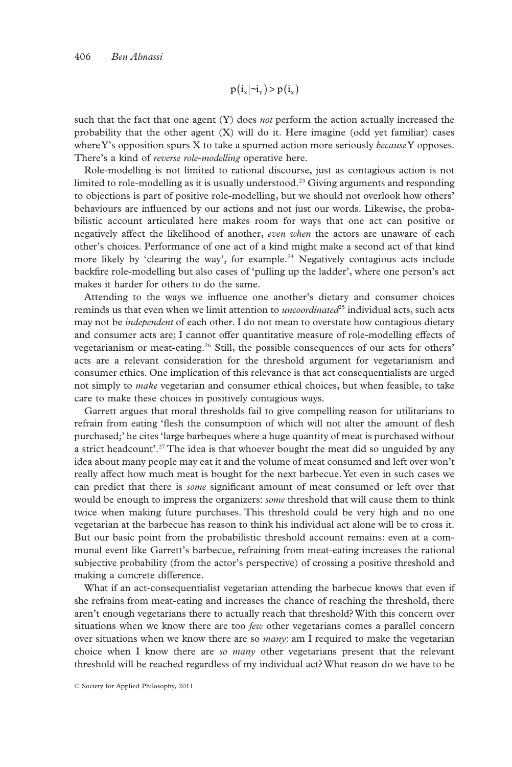$$p(i_x|\neg i_y) > p(i_x)$$

such that the fact that one agent (Y) does *not* perform the action actually increased the probability that the other agent (X) will do it. Here imagine (odd yet familiar) cases where Y's opposition spurs X to take a spurned action more seriously *because* Y opposes. There's a kind of *reverse role-modelling* operative here.

Role-modelling is not limited to rational discourse, just as contagious action is not limited to role-modelling as it is usually understood.[23] Giving arguments and responding to objections is part of positive role-modelling, but we should not overlook how others' behaviours are influenced by our actions and not just our words. Likewise, the probabilistic account articulated here makes room for ways that one act can positive or negatively affect the likelihood of another, *even when* the actors are unaware of each other's choices. Performance of one act of a kind might make a second act of that kind more likely by 'clearing the way', for example.[24] Negatively contagious acts include backfire role-modelling but also cases of 'pulling up the ladder', where one person's act makes it harder for others to do the same.

Attending to the ways we influence one another's dietary and consumer choices reminds us that even when we limit attention to *uncoordinated*[25] individual acts, such acts may not be *independent* of each other. I do not mean to overstate how contagious dietary and consumer acts are; I cannot offer quantitative measure of role-modelling effects of vegetarianism or meat-eating.[26] Still, the possible consequences of our acts for others' acts are a relevant consideration for the threshold argument for vegetarianism and consumer ethics. One implication of this relevance is that act consequentialists are urged not simply to *make* vegetarian and consumer ethical choices, but when feasible, to take care to make these choices in positively contagious ways.

Garrett argues that moral thresholds fail to give compelling reason for utilitarians to refrain from eating 'flesh the consumption of which will not alter the amount of flesh purchased;' he cites 'large barbeques where a huge quantity of meat is purchased without a strict headcount'.[27] The idea is that whoever bought the meat did so unguided by any idea about many people may eat it and the volume of meat consumed and left over won't really affect how much meat is bought for the next barbecue. Yet even in such cases we can predict that there is *some* significant amount of meat consumed or left over that would be enough to impress the organizers: *some* threshold that will cause them to think twice when making future purchases. This threshold could be very high and no one vegetarian at the barbecue has reason to think his individual act alone will be to cross it. But our basic point from the probabilistic threshold account remains: even at a communal event like Garrett's barbecue, refraining from meat-eating increases the rational subjective probability (from the actor's perspective) of crossing a positive threshold and making a concrete difference.

What if an act-consequentialist vegetarian attending the barbecue knows that even if she refrains from meat-eating and increases the chance of reaching the threshold, there aren't enough vegetarians there to actually reach that threshold? With this concern over situations when we know there are too *few* other vegetarians comes a parallel concern over situations when we know there are so *many*: am I required to make the vegetarian choice when I know there are *so many* other vegetarians present that the relevant threshold will be reached regardless of my individual act? What reason do we have to be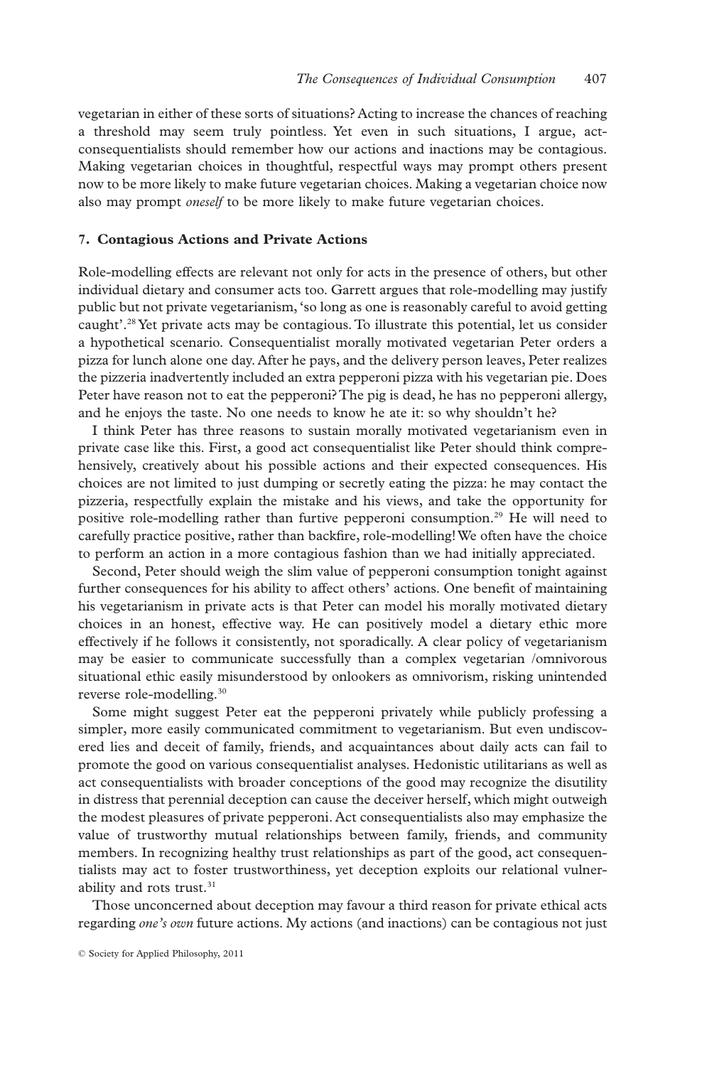vegetarian in either of these sorts of situations? Acting to increase the chances of reaching a threshold may seem truly pointless. Yet even in such situations, I argue, act-consequentialists should remember how our actions and inactions may be contagious. Making vegetarian choices in thoughtful, respectful ways may prompt others present now to be more likely to make future vegetarian choices. Making a vegetarian choice now also may prompt *oneself* to be more likely to make future vegetarian choices.

## 7. Contagious Actions and Private Actions

Role-modelling effects are relevant not only for acts in the presence of others, but other individual dietary and consumer acts too. Garrett argues that role-modelling may justify public but not private vegetarianism, 'so long as one is reasonably careful to avoid getting caught'.[28] Yet private acts may be contagious. To illustrate this potential, let us consider a hypothetical scenario. Consequentialist morally motivated vegetarian Peter orders a pizza for lunch alone one day. After he pays, and the delivery person leaves, Peter realizes the pizzeria inadvertently included an extra pepperoni pizza with his vegetarian pie. Does Peter have reason not to eat the pepperoni? The pig is dead, he has no pepperoni allergy, and he enjoys the taste. No one needs to know he ate it: so why shouldn't he?

I think Peter has three reasons to sustain morally motivated vegetarianism even in private case like this. First, a good act consequentialist like Peter should think comprehensively, creatively about his possible actions and their expected consequences. His choices are not limited to just dumping or secretly eating the pizza: he may contact the pizzeria, respectfully explain the mistake and his views, and take the opportunity for positive role-modelling rather than furtive pepperoni consumption.[29] He will need to carefully practice positive, rather than backfire, role-modelling! We often have the choice to perform an action in a more contagious fashion than we had initially appreciated.

Second, Peter should weigh the slim value of pepperoni consumption tonight against further consequences for his ability to affect others' actions. One benefit of maintaining his vegetarianism in private acts is that Peter can model his morally motivated dietary choices in an honest, effective way. He can positively model a dietary ethic more effectively if he follows it consistently, not sporadically. A clear policy of vegetarianism may be easier to communicate successfully than a complex vegetarian /omnivorous situational ethic easily misunderstood by onlookers as omnivorism, risking unintended reverse role-modelling.[30]

Some might suggest Peter eat the pepperoni privately while publicly professing a simpler, more easily communicated commitment to vegetarianism. But even undiscovered lies and deceit of family, friends, and acquaintances about daily acts can fail to promote the good on various consequentialist analyses. Hedonistic utilitarians as well as act consequentialists with broader conceptions of the good may recognize the disutility in distress that perennial deception can cause the deceiver herself, which might outweigh the modest pleasures of private pepperoni. Act consequentialists also may emphasize the value of trustworthy mutual relationships between family, friends, and community members. In recognizing healthy trust relationships as part of the good, act consequentialists may act to foster trustworthiness, yet deception exploits our relational vulnerability and rots trust.[31]

Those unconcerned about deception may favour a third reason for private ethical acts regarding *one's own* future actions. My actions (and inactions) can be contagious not just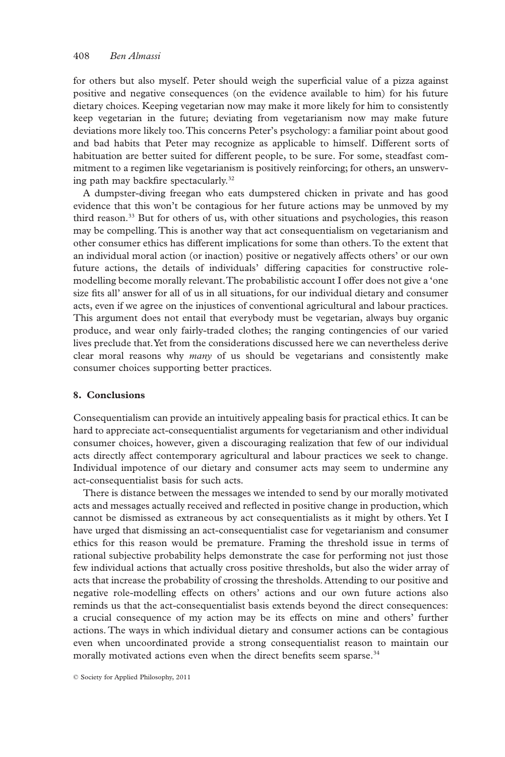for others but also myself. Peter should weigh the superficial value of a pizza against positive and negative consequences (on the evidence available to him) for his future dietary choices. Keeping vegetarian now may make it more likely for him to consistently keep vegetarian in the future; deviating from vegetarianism now may make future deviations more likely too. This concerns Peter's psychology: a familiar point about good and bad habits that Peter may recognize as applicable to himself. Different sorts of habituation are better suited for different people, to be sure. For some, steadfast commitment to a regimen like vegetarianism is positively reinforcing; for others, an unswerving path may backfire spectacularly.[32]

A dumpster-diving freegan who eats dumpstered chicken in private and has good evidence that this won't be contagious for her future actions may be unmoved by my third reason.[33] But for others of us, with other situations and psychologies, this reason may be compelling. This is another way that act consequentialism on vegetarianism and other consumer ethics has different implications for some than others. To the extent that an individual moral action (or inaction) positive or negatively affects others' or our own future actions, the details of individuals' differing capacities for constructive role-modelling become morally relevant. The probabilistic account I offer does not give a 'one size fits all' answer for all of us in all situations, for our individual dietary and consumer acts, even if we agree on the injustices of conventional agricultural and labour practices. This argument does not entail that everybody must be vegetarian, always buy organic produce, and wear only fairly-traded clothes; the ranging contingencies of our varied lives preclude that. Yet from the considerations discussed here we can nevertheless derive clear moral reasons why *many* of us should be vegetarians and consistently make consumer choices supporting better practices.

## 8. Conclusions

Consequentialism can provide an intuitively appealing basis for practical ethics. It can be hard to appreciate act-consequentialist arguments for vegetarianism and other individual consumer choices, however, given a discouraging realization that few of our individual acts directly affect contemporary agricultural and labour practices we seek to change. Individual impotence of our dietary and consumer acts may seem to undermine any act-consequentialist basis for such acts.

There is distance between the messages we intended to send by our morally motivated acts and messages actually received and reflected in positive change in production, which cannot be dismissed as extraneous by act consequentialists as it might by others. Yet I have urged that dismissing an act-consequentialist case for vegetarianism and consumer ethics for this reason would be premature. Framing the threshold issue in terms of rational subjective probability helps demonstrate the case for performing not just those few individual actions that actually cross positive thresholds, but also the wider array of acts that increase the probability of crossing the thresholds. Attending to our positive and negative role-modelling effects on others' actions and our own future actions also reminds us that the act-consequentialist basis extends beyond the direct consequences: a crucial consequence of my action may be its effects on mine and others' further actions. The ways in which individual dietary and consumer actions can be contagious even when uncoordinated provide a strong consequentialist reason to maintain our morally motivated actions even when the direct benefits seem sparse.[34]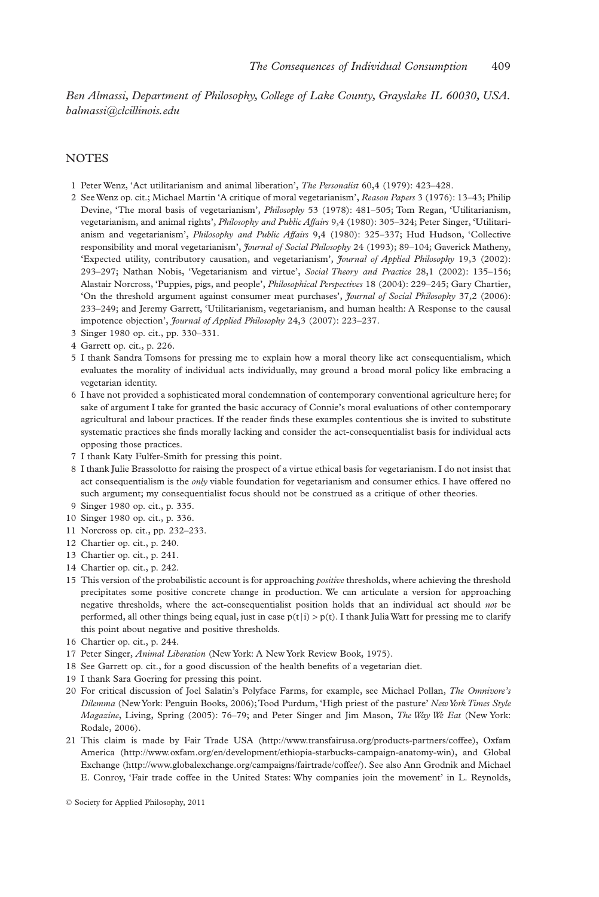*Ben Almassi, Department of Philosophy, College of Lake County, Grayslake IL 60030, USA. balmassi@clcillinois.edu*

## NOTES

1 Peter Wenz, 'Act utilitarianism and animal liberation', *The Personalist* 60,4 (1979): 423–428.

2 See Wenz op. cit.; Michael Martin 'A critique of moral vegetarianism', *Reason Papers* 3 (1976): 13–43; Philip Devine, 'The moral basis of vegetarianism', *Philosophy* 53 (1978): 481–505; Tom Regan, 'Utilitarianism, vegetarianism, and animal rights', *Philosophy and Public Affairs* 9,4 (1980): 305–324; Peter Singer, 'Utilitarianism and vegetarianism', *Philosophy and Public Affairs* 9,4 (1980): 325–337; Hud Hudson, 'Collective responsibility and moral vegetarianism', *Journal of Social Philosophy* 24 (1993); 89–104; Gaverick Matheny, 'Expected utility, contributory causation, and vegetarianism', *Journal of Applied Philosophy* 19,3 (2002): 293–297; Nathan Nobis, 'Vegetarianism and virtue', *Social Theory and Practice* 28,1 (2002): 135–156; Alastair Norcross, 'Puppies, pigs, and people', *Philosophical Perspectives* 18 (2004): 229–245; Gary Chartier, 'On the threshold argument against consumer meat purchases', *Journal of Social Philosophy* 37,2 (2006): 233–249; and Jeremy Garrett, 'Utilitarianism, vegetarianism, and human health: A Response to the causal impotence objection', *Journal of Applied Philosophy* 24,3 (2007): 223–237.

3 Singer 1980 op. cit., pp. 330–331.

4 Garrett op. cit., p. 226.

5 I thank Sandra Tomsons for pressing me to explain how a moral theory like act consequentialism, which evaluates the morality of individual acts individually, may ground a broad moral policy like embracing a vegetarian identity.

6 I have not provided a sophisticated moral condemnation of contemporary conventional agriculture here; for sake of argument I take for granted the basic accuracy of Connie's moral evaluations of other contemporary agricultural and labour practices. If the reader finds these examples contentious she is invited to substitute systematic practices she finds morally lacking and consider the act-consequentialist basis for individual acts opposing those practices.

7 I thank Katy Fulfer-Smith for pressing this point.

8 I thank Julie Brassolotto for raising the prospect of a virtue ethical basis for vegetarianism. I do not insist that act consequentialism is the *only* viable foundation for vegetarianism and consumer ethics. I have offered no such argument; my consequentialist focus should not be construed as a critique of other theories.

9 Singer 1980 op. cit., p. 335.

10 Singer 1980 op. cit., p. 336.

11 Norcross op. cit., pp. 232–233.

12 Chartier op. cit., p. 240.

13 Chartier op. cit., p. 241.

14 Chartier op. cit., p. 242.

15 This version of the probabilistic account is for approaching *positive* thresholds, where achieving the threshold precipitates some positive concrete change in production. We can articulate a version for approaching negative thresholds, where the act-consequentialist position holds that an individual act should *not* be performed, all other things being equal, just in case $p(t|i) > p(t)$. I thank Julia Watt for pressing me to clarify this point about negative and positive thresholds.

16 Chartier op. cit., p. 244.

17 Peter Singer, *Animal Liberation* (New York: A New York Review Book, 1975).

18 See Garrett op. cit., for a good discussion of the health benefits of a vegetarian diet.

19 I thank Sara Goering for pressing this point.

20 For critical discussion of Joel Salatin's Polyface Farms, for example, see Michael Pollan, *The Omnivore's Dilemma* (New York: Penguin Books, 2006); Tood Purdum, 'High priest of the pasture' *New York Times Style Magazine*, Living, Spring (2005): 76–79; and Peter Singer and Jim Mason, *The Way We Eat* (New York: Rodale, 2006).

21 This claim is made by Fair Trade USA (http://www.transfairusa.org/products-partners/coffee), Oxfam America (http://www.oxfam.org/en/development/ethiopia-starbucks-campaign-anatomy-win), and Global Exchange (http://www.globalexchange.org/campaigns/fairtrade/coffee/). See also Ann Grodnik and Michael E. Conroy, 'Fair trade coffee in the United States: Why companies join the movement' in L. Reynolds,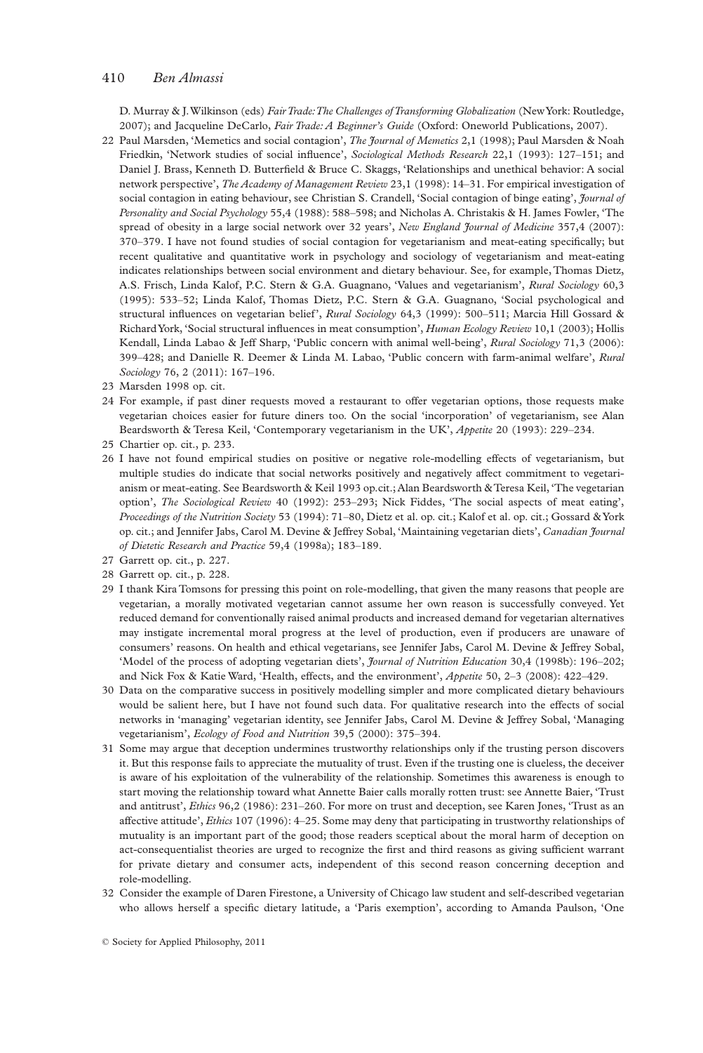D. Murray & J. Wilkinson (eds) *Fair Trade: The Challenges of Transforming Globalization* (New York: Routledge, 2007); and Jacqueline DeCarlo, *Fair Trade: A Beginner's Guide* (Oxford: Oneworld Publications, 2007).

22 Paul Marsden, 'Memetics and social contagion', *The Journal of Memetics* 2,1 (1998); Paul Marsden & Noah Friedkin, 'Network studies of social influence', *Sociological Methods Research* 22,1 (1993): 127–151; and Daniel J. Brass, Kenneth D. Butterfield & Bruce C. Skaggs, 'Relationships and unethical behavior: A social network perspective', *The Academy of Management Review* 23,1 (1998): 14–31. For empirical investigation of social contagion in eating behaviour, see Christian S. Crandell, 'Social contagion of binge eating', *Journal of Personality and Social Psychology* 55,4 (1988): 588–598; and Nicholas A. Christakis & H. James Fowler, 'The spread of obesity in a large social network over 32 years', *New England Journal of Medicine* 357,4 (2007): 370–379. I have not found studies of social contagion for vegetarianism and meat-eating specifically; but recent qualitative and quantitative work in psychology and sociology of vegetarianism and meat-eating indicates relationships between social environment and dietary behaviour. See, for example, Thomas Dietz, A.S. Frisch, Linda Kalof, P.C. Stern & G.A. Guagnano, 'Values and vegetarianism', *Rural Sociology* 60,3 (1995): 533–52; Linda Kalof, Thomas Dietz, P.C. Stern & G.A. Guagnano, 'Social psychological and structural influences on vegetarian belief', *Rural Sociology* 64,3 (1999): 500–511; Marcia Hill Gossard & Richard York, 'Social structural influences in meat consumption', *Human Ecology Review* 10,1 (2003); Hollis Kendall, Linda Labao & Jeff Sharp, 'Public concern with animal well-being', *Rural Sociology* 71,3 (2006): 399–428; and Danielle R. Deemer & Linda M. Labao, 'Public concern with farm-animal welfare', *Rural Sociology* 76, 2 (2011): 167–196.

23 Marsden 1998 op. cit.

24 For example, if past diner requests moved a restaurant to offer vegetarian options, those requests make vegetarian choices easier for future diners too. On the social 'incorporation' of vegetarianism, see Alan Beardsworth & Teresa Keil, 'Contemporary vegetarianism in the UK', *Appetite* 20 (1993): 229–234.

25 Chartier op. cit., p. 233.

26 I have not found empirical studies on positive or negative role-modelling effects of vegetarianism, but multiple studies do indicate that social networks positively and negatively affect commitment to vegetarianism or meat-eating. See Beardsworth & Keil 1993 op.cit.; Alan Beardsworth & Teresa Keil, 'The vegetarian option', *The Sociological Review* 40 (1992): 253–293; Nick Fiddes, 'The social aspects of meat eating', *Proceedings of the Nutrition Society* 53 (1994): 71–80, Dietz et al. op. cit.; Kalof et al. op. cit.; Gossard & York op. cit.; and Jennifer Jabs, Carol M. Devine & Jeffrey Sobal, 'Maintaining vegetarian diets', *Canadian Journal of Dietetic Research and Practice* 59,4 (1998a); 183–189.

27 Garrett op. cit., p. 227.

28 Garrett op. cit., p. 228.

29 I thank Kira Tomsons for pressing this point on role-modelling, that given the many reasons that people are vegetarian, a morally motivated vegetarian cannot assume her own reason is successfully conveyed. Yet reduced demand for conventionally raised animal products and increased demand for vegetarian alternatives may instigate incremental moral progress at the level of production, even if producers are unaware of consumers' reasons. On health and ethical vegetarians, see Jennifer Jabs, Carol M. Devine & Jeffrey Sobal, 'Model of the process of adopting vegetarian diets', *Journal of Nutrition Education* 30,4 (1998b): 196–202; and Nick Fox & Katie Ward, 'Health, effects, and the environment', *Appetite* 50, 2–3 (2008): 422–429.

30 Data on the comparative success in positively modelling simpler and more complicated dietary behaviours would be salient here, but I have not found such data. For qualitative research into the effects of social networks in 'managing' vegetarian identity, see Jennifer Jabs, Carol M. Devine & Jeffrey Sobal, 'Managing vegetarianism', *Ecology of Food and Nutrition* 39,5 (2000): 375–394.

31 Some may argue that deception undermines trustworthy relationships only if the trusting person discovers it. But this response fails to appreciate the mutuality of trust. Even if the trusting one is clueless, the deceiver is aware of his exploitation of the vulnerability of the relationship. Sometimes this awareness is enough to start moving the relationship toward what Annette Baier calls morally rotten trust: see Annette Baier, 'Trust and antitrust', *Ethics* 96,2 (1986): 231–260. For more on trust and deception, see Karen Jones, 'Trust as an affective attitude', *Ethics* 107 (1996): 4–25. Some may deny that participating in trustworthy relationships of mutuality is an important part of the good; those readers sceptical about the moral harm of deception on act-consequentialist theories are urged to recognize the first and third reasons as giving sufficient warrant for private dietary and consumer acts, independent of this second reason concerning deception and role-modelling.

32 Consider the example of Daren Firestone, a University of Chicago law student and self-described vegetarian who allows herself a specific dietary latitude, a 'Paris exemption', according to Amanda Paulson, 'One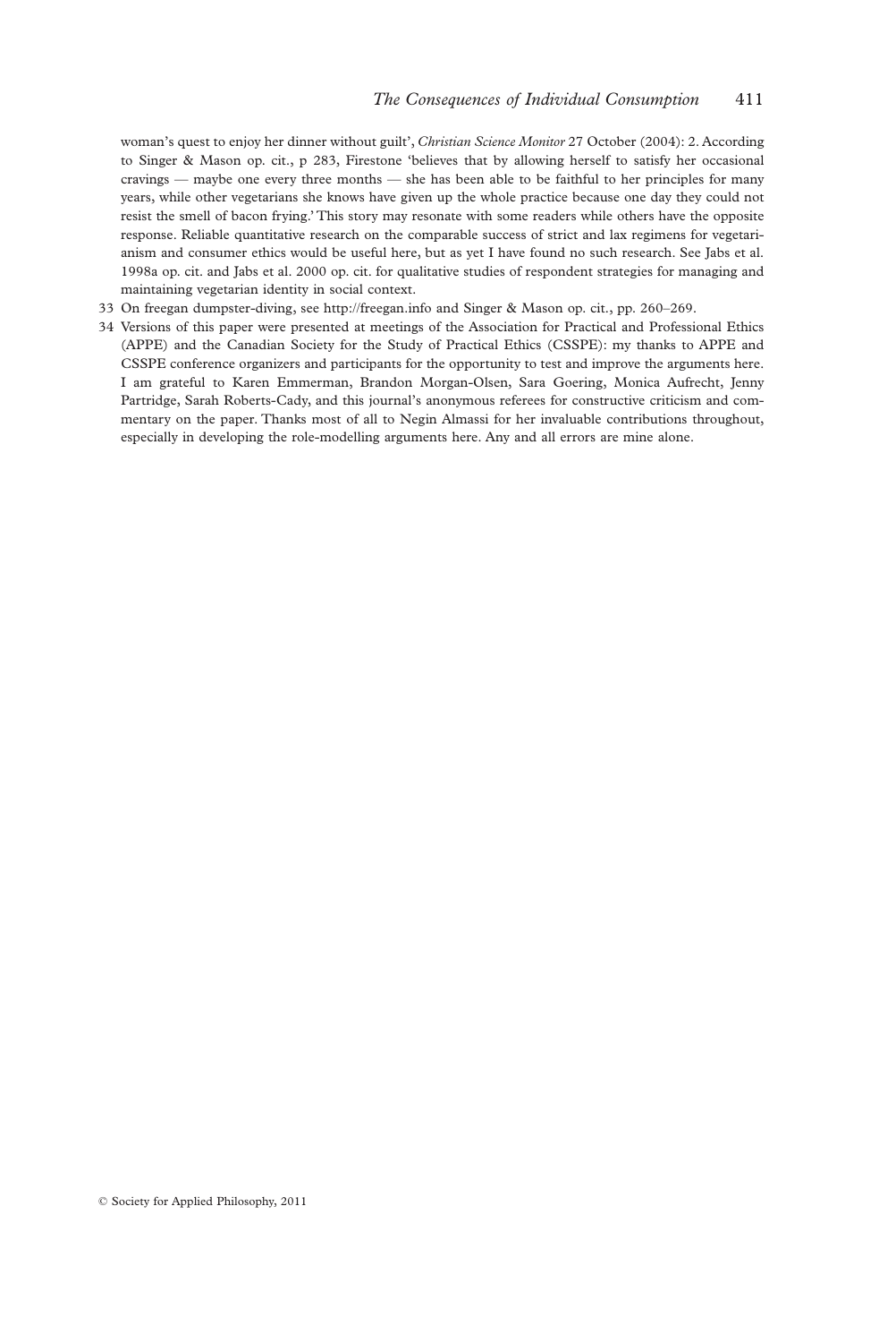woman's quest to enjoy her dinner without guilt', *Christian Science Monitor* 27 October (2004): 2. According to Singer & Mason op. cit., p 283, Firestone 'believes that by allowing herself to satisfy her occasional cravings — maybe one every three months — she has been able to be faithful to her principles for many years, while other vegetarians she knows have given up the whole practice because one day they could not resist the smell of bacon frying.' This story may resonate with some readers while others have the opposite response. Reliable quantitative research on the comparable success of strict and lax regimens for vegetarianism and consumer ethics would be useful here, but as yet I have found no such research. See Jabs et al. 1998a op. cit. and Jabs et al. 2000 op. cit. for qualitative studies of respondent strategies for managing and maintaining vegetarian identity in social context.

33 On freegan dumpster-diving, see http://freegan.info and Singer & Mason op. cit., pp. 260–269.

34 Versions of this paper were presented at meetings of the Association for Practical and Professional Ethics (APPE) and the Canadian Society for the Study of Practical Ethics (CSSPE): my thanks to APPE and CSSPE conference organizers and participants for the opportunity to test and improve the arguments here. I am grateful to Karen Emmerman, Brandon Morgan-Olsen, Sara Goering, Monica Aufrecht, Jenny Partridge, Sarah Roberts-Cady, and this journal's anonymous referees for constructive criticism and commentary on the paper. Thanks most of all to Negin Almassi for her invaluable contributions throughout, especially in developing the role-modelling arguments here. Any and all errors are mine alone.